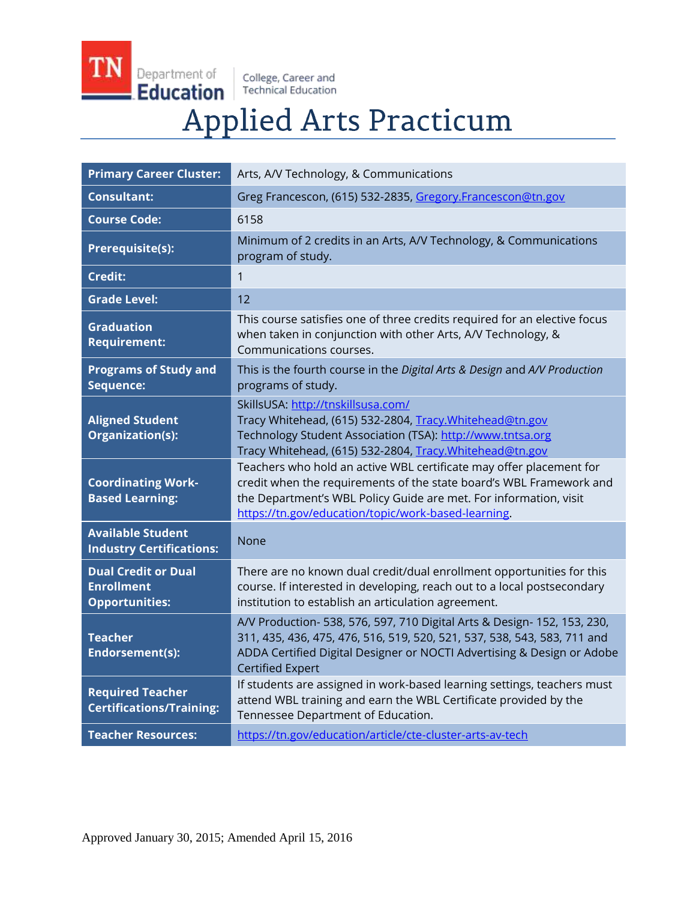TN Department of Education | College, Career and Technical Education

# Applied Arts Practicum

| | |
|---|---|
| **Primary Career Cluster:** | Arts, A/V Technology, & Communications |
| **Consultant:** | Greg Francescon, (615) 532-2835, Gregory.Francescon@tn.gov |
| **Course Code:** | 6158 |
| **Prerequisite(s):** | Minimum of 2 credits in an Arts, A/V Technology, & Communications program of study. |
| **Credit:** | 1 |
| **Grade Level:** | 12 |
| **Graduation Requirement:** | This course satisfies one of three credits required for an elective focus when taken in conjunction with other Arts, A/V Technology, & Communications courses. |
| **Programs of Study and Sequence:** | This is the fourth course in the *Digital Arts & Design* and *A/V Production* programs of study. |
| **Aligned Student Organization(s):** | SkillsUSA: http://tnskillsusa.com/<br>Tracy Whitehead, (615) 532-2804, Tracy.Whitehead@tn.gov<br>Technology Student Association (TSA): http://www.tntsa.org<br>Tracy Whitehead, (615) 532-2804, Tracy.Whitehead@tn.gov |
| **Coordinating Work-Based Learning:** | Teachers who hold an active WBL certificate may offer placement for credit when the requirements of the state board's WBL Framework and the Department's WBL Policy Guide are met. For information, visit https://tn.gov/education/topic/work-based-learning. |
| **Available Student Industry Certifications:** | None |
| **Dual Credit or Dual Enrollment Opportunities:** | There are no known dual credit/dual enrollment opportunities for this course. If interested in developing, reach out to a local postsecondary institution to establish an articulation agreement. |
| **Teacher Endorsement(s):** | A/V Production- 538, 576, 597, 710 Digital Arts & Design- 152, 153, 230, 311, 435, 436, 475, 476, 516, 519, 520, 521, 537, 538, 543, 583, 711 and ADDA Certified Digital Designer or NOCTI Advertising & Design or Adobe Certified Expert |
| **Required Teacher Certifications/Training:** | If students are assigned in work-based learning settings, teachers must attend WBL training and earn the WBL Certificate provided by the Tennessee Department of Education. |
| **Teacher Resources:** | https://tn.gov/education/article/cte-cluster-arts-av-tech |

Approved January 30, 2015; Amended April 15, 2016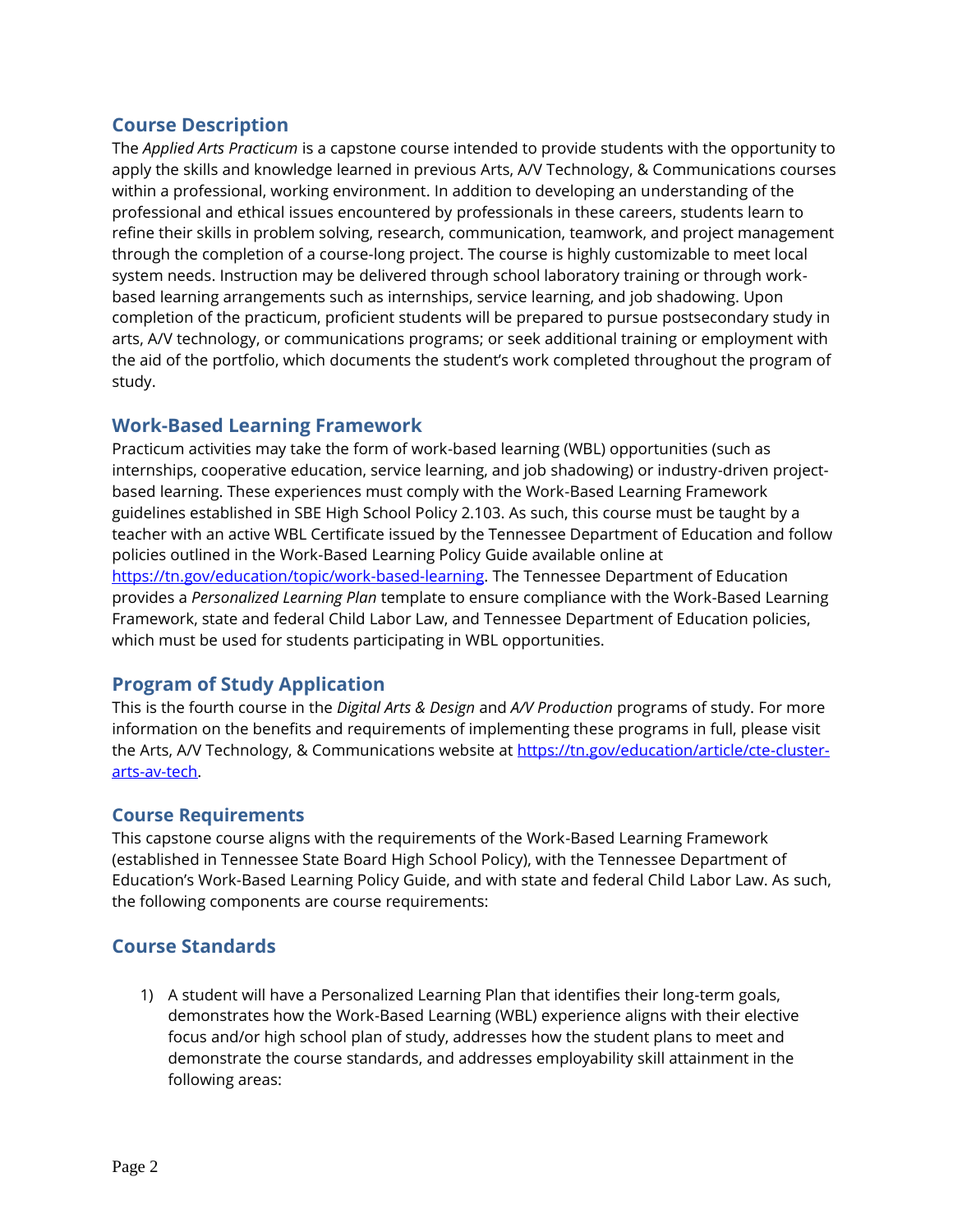## Course Description

The *Applied Arts Practicum* is a capstone course intended to provide students with the opportunity to apply the skills and knowledge learned in previous Arts, A/V Technology, & Communications courses within a professional, working environment. In addition to developing an understanding of the professional and ethical issues encountered by professionals in these careers, students learn to refine their skills in problem solving, research, communication, teamwork, and project management through the completion of a course-long project. The course is highly customizable to meet local system needs. Instruction may be delivered through school laboratory training or through work-based learning arrangements such as internships, service learning, and job shadowing. Upon completion of the practicum, proficient students will be prepared to pursue postsecondary study in arts, A/V technology, or communications programs; or seek additional training or employment with the aid of the portfolio, which documents the student's work completed throughout the program of study.

## Work-Based Learning Framework

Practicum activities may take the form of work-based learning (WBL) opportunities (such as internships, cooperative education, service learning, and job shadowing) or industry-driven project-based learning. These experiences must comply with the Work-Based Learning Framework guidelines established in SBE High School Policy 2.103. As such, this course must be taught by a teacher with an active WBL Certificate issued by the Tennessee Department of Education and follow policies outlined in the Work-Based Learning Policy Guide available online at [https://tn.gov/education/topic/work-based-learning](https://tn.gov/education/topic/work-based-learning). The Tennessee Department of Education provides a *Personalized Learning Plan* template to ensure compliance with the Work-Based Learning Framework, state and federal Child Labor Law, and Tennessee Department of Education policies, which must be used for students participating in WBL opportunities.

## Program of Study Application

This is the fourth course in the *Digital Arts & Design* and *A/V Production* programs of study. For more information on the benefits and requirements of implementing these programs in full, please visit the Arts, A/V Technology, & Communications website at [https://tn.gov/education/article/cte-cluster-arts-av-tech](https://tn.gov/education/article/cte-cluster-arts-av-tech).

## Course Requirements

This capstone course aligns with the requirements of the Work-Based Learning Framework (established in Tennessee State Board High School Policy), with the Tennessee Department of Education's Work-Based Learning Policy Guide, and with state and federal Child Labor Law. As such, the following components are course requirements:

## Course Standards

1) A student will have a Personalized Learning Plan that identifies their long-term goals, demonstrates how the Work-Based Learning (WBL) experience aligns with their elective focus and/or high school plan of study, addresses how the student plans to meet and demonstrate the course standards, and addresses employability skill attainment in the following areas: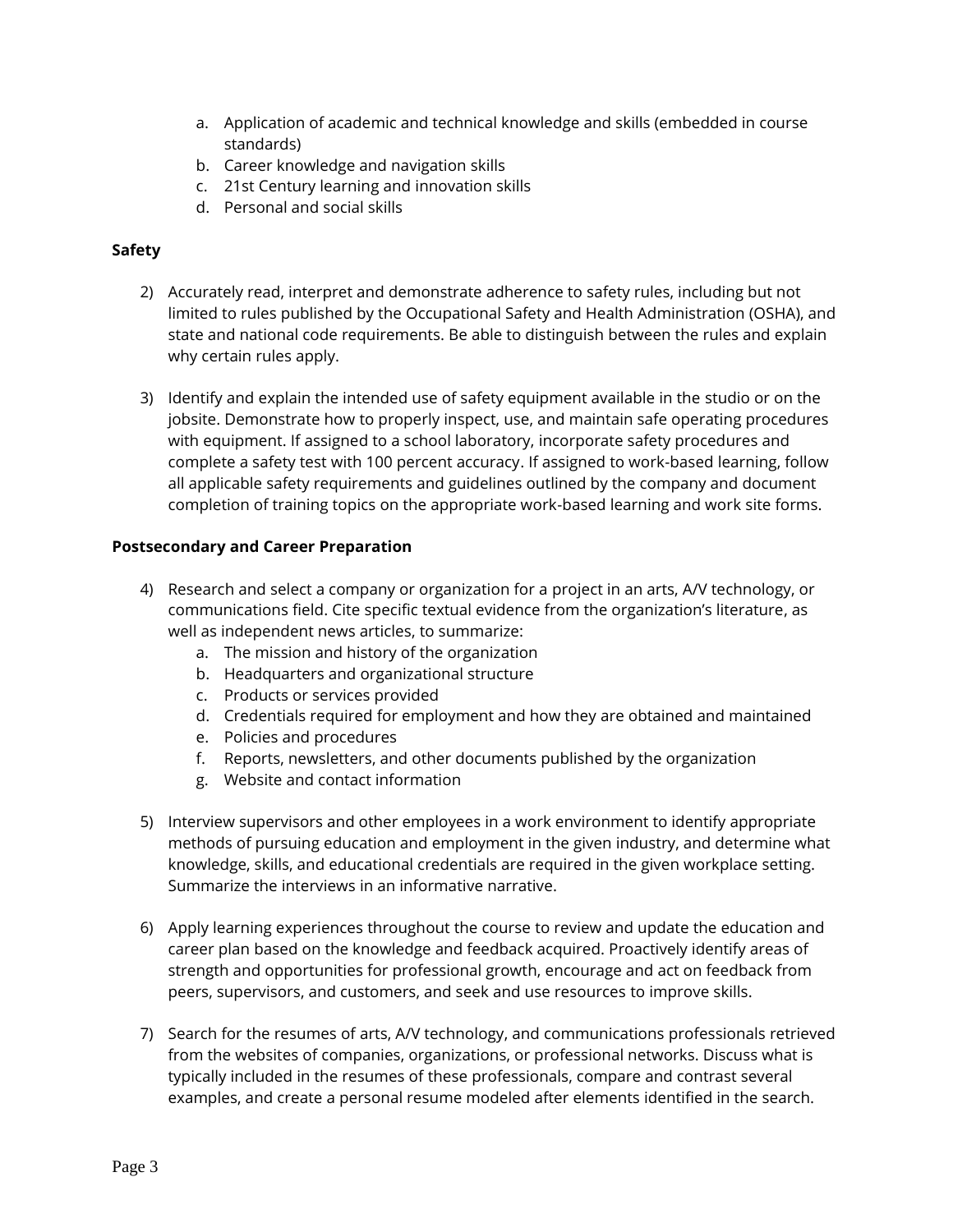a. Application of academic and technical knowledge and skills (embedded in course standards)
b. Career knowledge and navigation skills
c. 21st Century learning and innovation skills
d. Personal and social skills

**Safety**

2) Accurately read, interpret and demonstrate adherence to safety rules, including but not limited to rules published by the Occupational Safety and Health Administration (OSHA), and state and national code requirements. Be able to distinguish between the rules and explain why certain rules apply.

3) Identify and explain the intended use of safety equipment available in the studio or on the jobsite. Demonstrate how to properly inspect, use, and maintain safe operating procedures with equipment. If assigned to a school laboratory, incorporate safety procedures and complete a safety test with 100 percent accuracy. If assigned to work-based learning, follow all applicable safety requirements and guidelines outlined by the company and document completion of training topics on the appropriate work-based learning and work site forms.

**Postsecondary and Career Preparation**

4) Research and select a company or organization for a project in an arts, A/V technology, or communications field. Cite specific textual evidence from the organization's literature, as well as independent news articles, to summarize:
   a. The mission and history of the organization
   b. Headquarters and organizational structure
   c. Products or services provided
   d. Credentials required for employment and how they are obtained and maintained
   e. Policies and procedures
   f. Reports, newsletters, and other documents published by the organization
   g. Website and contact information

5) Interview supervisors and other employees in a work environment to identify appropriate methods of pursuing education and employment in the given industry, and determine what knowledge, skills, and educational credentials are required in the given workplace setting. Summarize the interviews in an informative narrative.

6) Apply learning experiences throughout the course to review and update the education and career plan based on the knowledge and feedback acquired. Proactively identify areas of strength and opportunities for professional growth, encourage and act on feedback from peers, supervisors, and customers, and seek and use resources to improve skills.

7) Search for the resumes of arts, A/V technology, and communications professionals retrieved from the websites of companies, organizations, or professional networks. Discuss what is typically included in the resumes of these professionals, compare and contrast several examples, and create a personal resume modeled after elements identified in the search.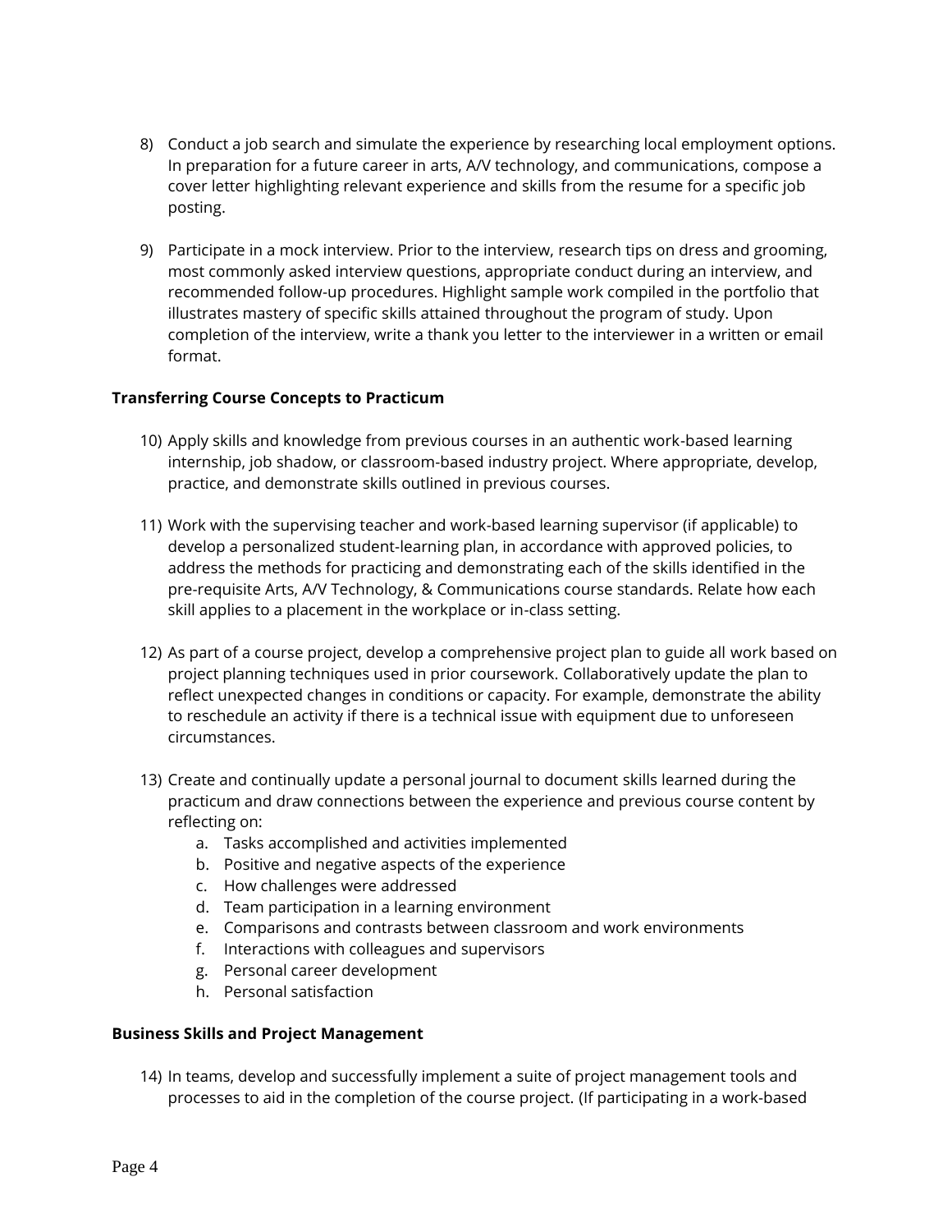8) Conduct a job search and simulate the experience by researching local employment options. In preparation for a future career in arts, A/V technology, and communications, compose a cover letter highlighting relevant experience and skills from the resume for a specific job posting.

9) Participate in a mock interview. Prior to the interview, research tips on dress and grooming, most commonly asked interview questions, appropriate conduct during an interview, and recommended follow-up procedures. Highlight sample work compiled in the portfolio that illustrates mastery of specific skills attained throughout the program of study. Upon completion of the interview, write a thank you letter to the interviewer in a written or email format.

**Transferring Course Concepts to Practicum**

10) Apply skills and knowledge from previous courses in an authentic work-based learning internship, job shadow, or classroom-based industry project. Where appropriate, develop, practice, and demonstrate skills outlined in previous courses.

11) Work with the supervising teacher and work-based learning supervisor (if applicable) to develop a personalized student-learning plan, in accordance with approved policies, to address the methods for practicing and demonstrating each of the skills identified in the pre-requisite Arts, A/V Technology, & Communications course standards. Relate how each skill applies to a placement in the workplace or in-class setting.

12) As part of a course project, develop a comprehensive project plan to guide all work based on project planning techniques used in prior coursework. Collaboratively update the plan to reflect unexpected changes in conditions or capacity. For example, demonstrate the ability to reschedule an activity if there is a technical issue with equipment due to unforeseen circumstances.

13) Create and continually update a personal journal to document skills learned during the practicum and draw connections between the experience and previous course content by reflecting on:
    a. Tasks accomplished and activities implemented
    b. Positive and negative aspects of the experience
    c. How challenges were addressed
    d. Team participation in a learning environment
    e. Comparisons and contrasts between classroom and work environments
    f. Interactions with colleagues and supervisors
    g. Personal career development
    h. Personal satisfaction

**Business Skills and Project Management**

14) In teams, develop and successfully implement a suite of project management tools and processes to aid in the completion of the course project. (If participating in a work-based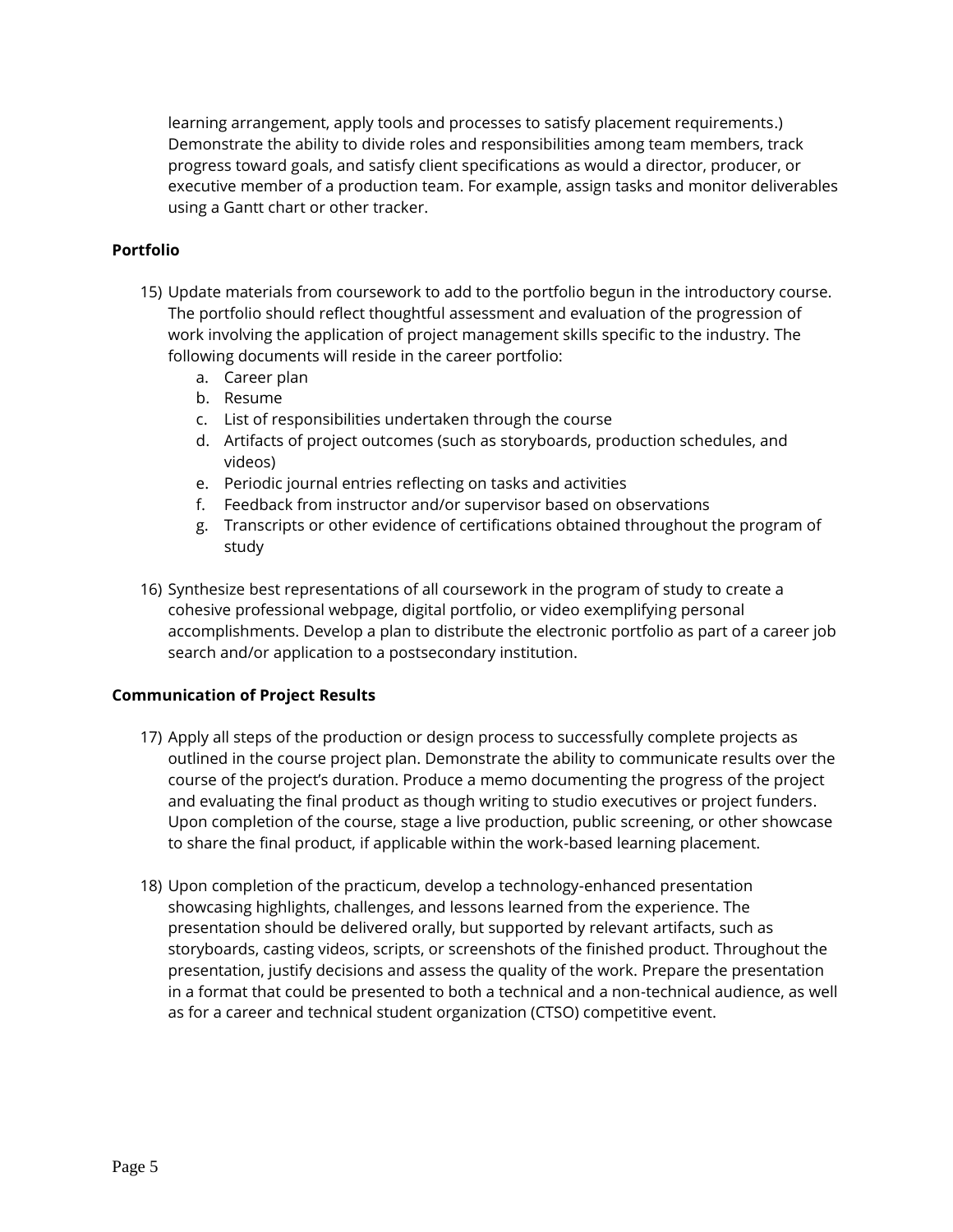learning arrangement, apply tools and processes to satisfy placement requirements.) Demonstrate the ability to divide roles and responsibilities among team members, track progress toward goals, and satisfy client specifications as would a director, producer, or executive member of a production team. For example, assign tasks and monitor deliverables using a Gantt chart or other tracker.

**Portfolio**

15) Update materials from coursework to add to the portfolio begun in the introductory course. The portfolio should reflect thoughtful assessment and evaluation of the progression of work involving the application of project management skills specific to the industry. The following documents will reside in the career portfolio:
    a. Career plan
    b. Resume
    c. List of responsibilities undertaken through the course
    d. Artifacts of project outcomes (such as storyboards, production schedules, and videos)
    e. Periodic journal entries reflecting on tasks and activities
    f. Feedback from instructor and/or supervisor based on observations
    g. Transcripts or other evidence of certifications obtained throughout the program of study

16) Synthesize best representations of all coursework in the program of study to create a cohesive professional webpage, digital portfolio, or video exemplifying personal accomplishments. Develop a plan to distribute the electronic portfolio as part of a career job search and/or application to a postsecondary institution.

**Communication of Project Results**

17) Apply all steps of the production or design process to successfully complete projects as outlined in the course project plan. Demonstrate the ability to communicate results over the course of the project's duration. Produce a memo documenting the progress of the project and evaluating the final product as though writing to studio executives or project funders. Upon completion of the course, stage a live production, public screening, or other showcase to share the final product, if applicable within the work-based learning placement.

18) Upon completion of the practicum, develop a technology-enhanced presentation showcasing highlights, challenges, and lessons learned from the experience. The presentation should be delivered orally, but supported by relevant artifacts, such as storyboards, casting videos, scripts, or screenshots of the finished product. Throughout the presentation, justify decisions and assess the quality of the work. Prepare the presentation in a format that could be presented to both a technical and a non-technical audience, as well as for a career and technical student organization (CTSO) competitive event.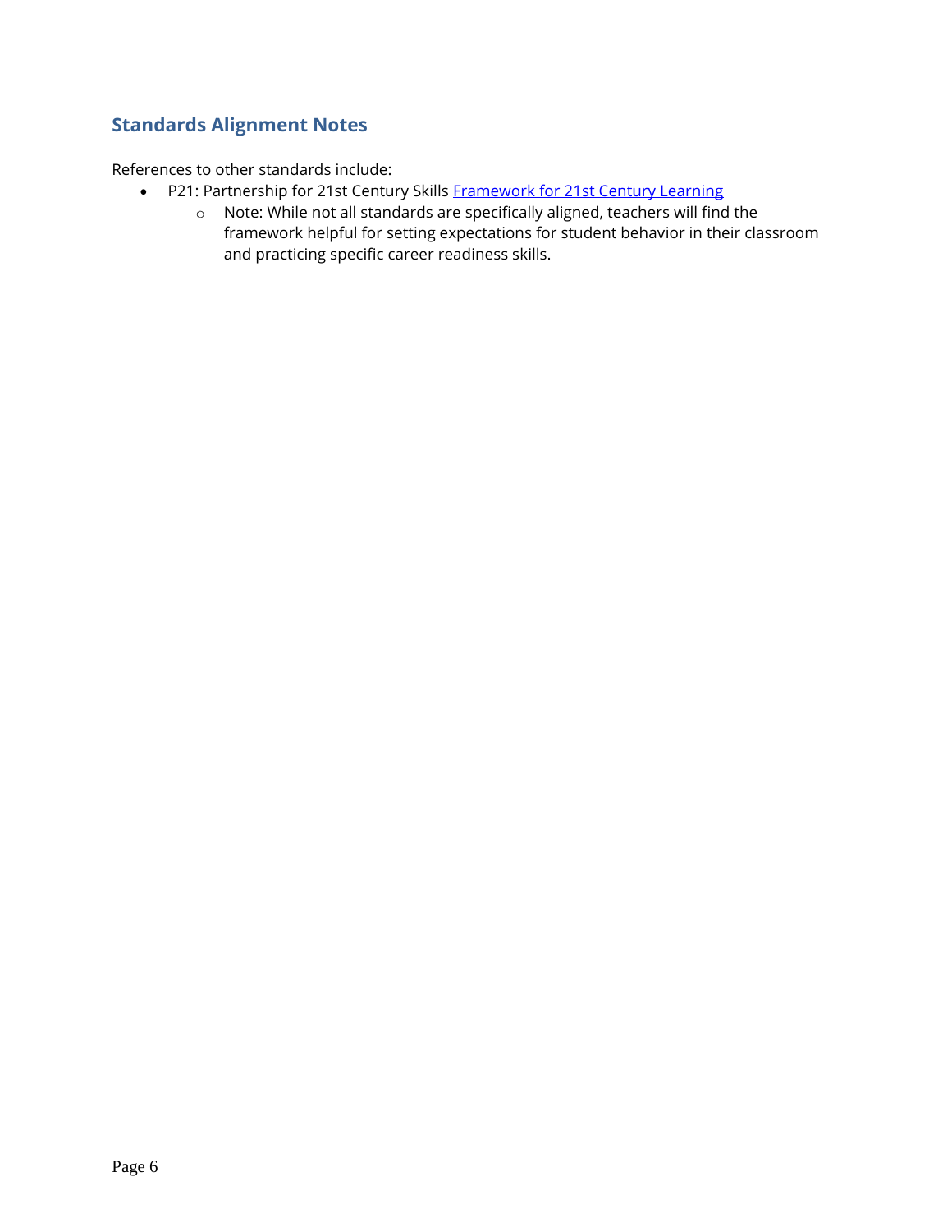## Standards Alignment Notes

References to other standards include:

- P21: Partnership for 21st Century Skills Framework for 21st Century Learning
  - Note: While not all standards are specifically aligned, teachers will find the framework helpful for setting expectations for student behavior in their classroom and practicing specific career readiness skills.